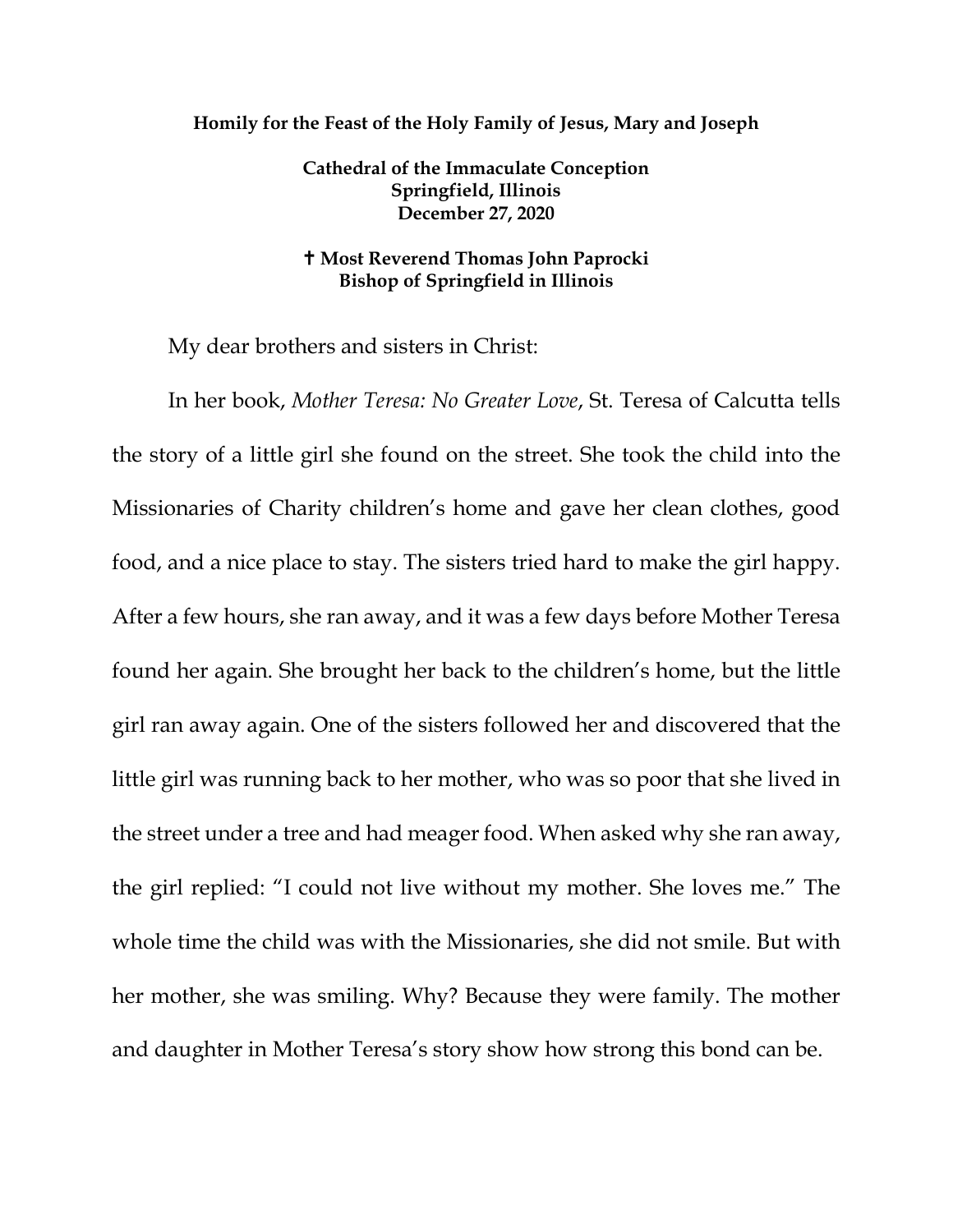**Homily for the Feast of the Holy Family of Jesus, Mary and Joseph**

**Cathedral of the Immaculate Conception**
**Springfield, Illinois**
**December 27, 2020**

**✝ Most Reverend Thomas John Paprocki**
**Bishop of Springfield in Illinois**

My dear brothers and sisters in Christ:

In her book, *Mother Teresa: No Greater Love*, St. Teresa of Calcutta tells the story of a little girl she found on the street. She took the child into the Missionaries of Charity children's home and gave her clean clothes, good food, and a nice place to stay. The sisters tried hard to make the girl happy. After a few hours, she ran away, and it was a few days before Mother Teresa found her again. She brought her back to the children's home, but the little girl ran away again. One of the sisters followed her and discovered that the little girl was running back to her mother, who was so poor that she lived in the street under a tree and had meager food. When asked why she ran away, the girl replied: "I could not live without my mother. She loves me." The whole time the child was with the Missionaries, she did not smile. But with her mother, she was smiling. Why? Because they were family. The mother and daughter in Mother Teresa's story show how strong this bond can be.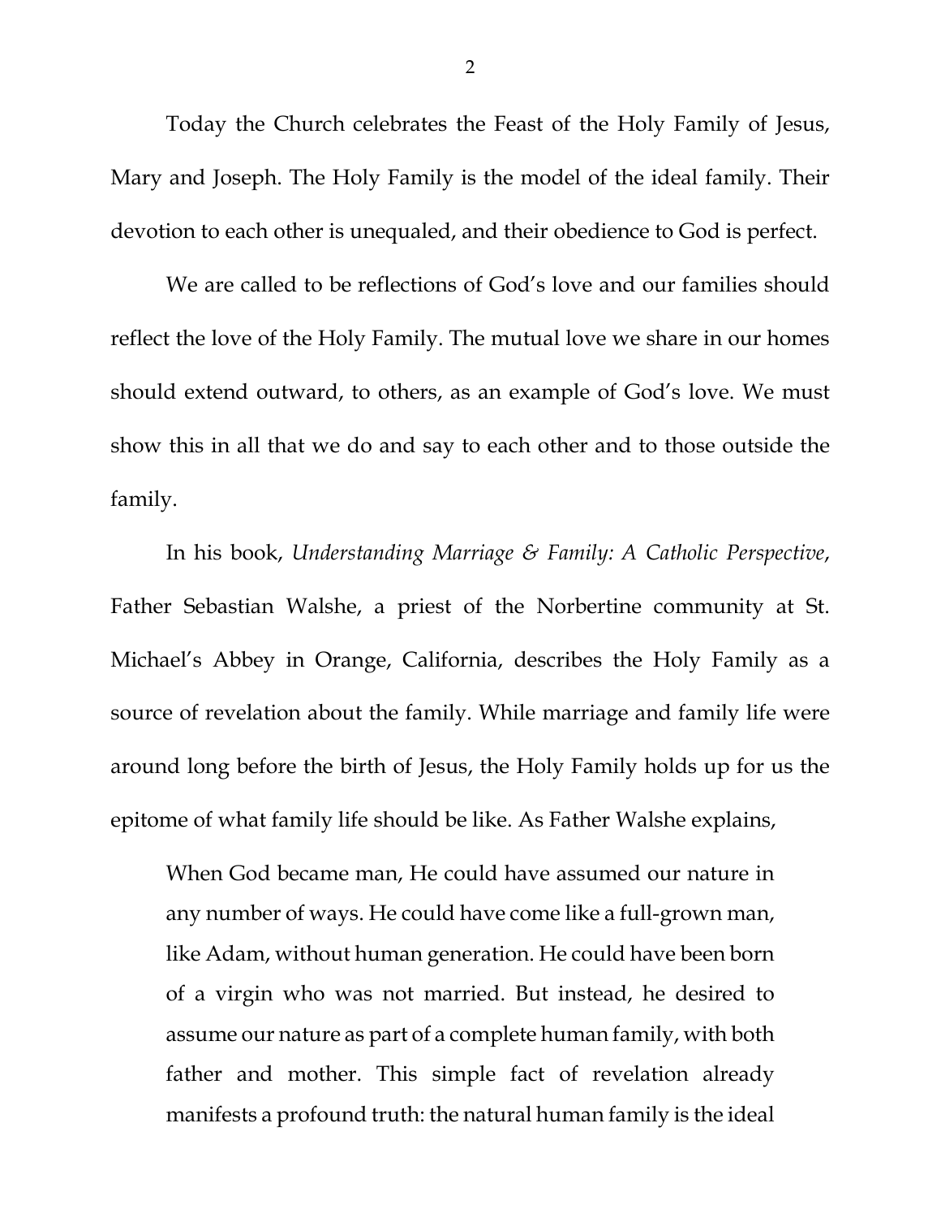Today the Church celebrates the Feast of the Holy Family of Jesus, Mary and Joseph. The Holy Family is the model of the ideal family. Their devotion to each other is unequaled, and their obedience to God is perfect.

We are called to be reflections of God's love and our families should reflect the love of the Holy Family. The mutual love we share in our homes should extend outward, to others, as an example of God's love. We must show this in all that we do and say to each other and to those outside the family.

In his book, *Understanding Marriage & Family: A Catholic Perspective*, Father Sebastian Walshe, a priest of the Norbertine community at St. Michael's Abbey in Orange, California, describes the Holy Family as a source of revelation about the family. While marriage and family life were around long before the birth of Jesus, the Holy Family holds up for us the epitome of what family life should be like. As Father Walshe explains,

> When God became man, He could have assumed our nature in any number of ways. He could have come like a full-grown man, like Adam, without human generation. He could have been born of a virgin who was not married. But instead, he desired to assume our nature as part of a complete human family, with both father and mother. This simple fact of revelation already manifests a profound truth: the natural human family is the ideal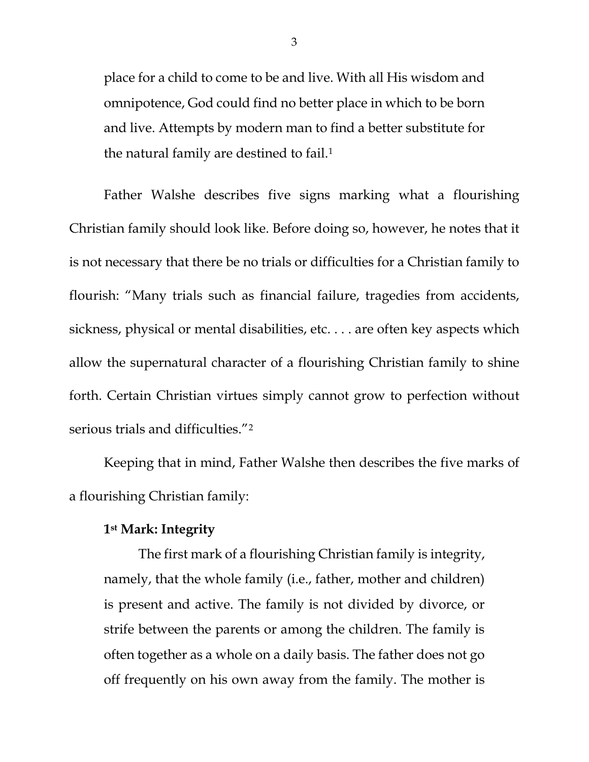> place for a child to come to be and live. With all His wisdom and omnipotence, God could find no better place in which to be born and live. Attempts by modern man to find a better substitute for the natural family are destined to fail.[1]

Father Walshe describes five signs marking what a flourishing Christian family should look like. Before doing so, however, he notes that it is not necessary that there be no trials or difficulties for a Christian family to flourish: "Many trials such as financial failure, tragedies from accidents, sickness, physical or mental disabilities, etc. . . . are often key aspects which allow the supernatural character of a flourishing Christian family to shine forth. Certain Christian virtues simply cannot grow to perfection without serious trials and difficulties."[2]

Keeping that in mind, Father Walshe then describes the five marks of a flourishing Christian family:

> **1st Mark: Integrity**
>
> The first mark of a flourishing Christian family is integrity, namely, that the whole family (i.e., father, mother and children) is present and active. The family is not divided by divorce, or strife between the parents or among the children. The family is often together as a whole on a daily basis. The father does not go off frequently on his own away from the family. The mother is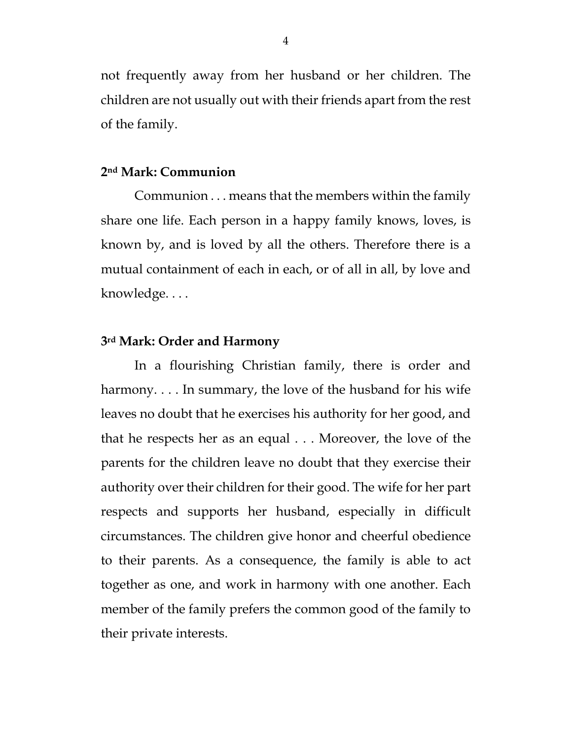not frequently away from her husband or her children. The children are not usually out with their friends apart from the rest of the family.

**2nd Mark: Communion**

Communion . . . means that the members within the family share one life. Each person in a happy family knows, loves, is known by, and is loved by all the others. Therefore there is a mutual containment of each in each, or of all in all, by love and knowledge. . . .

**3rd Mark: Order and Harmony**

In a flourishing Christian family, there is order and harmony. . . . In summary, the love of the husband for his wife leaves no doubt that he exercises his authority for her good, and that he respects her as an equal . . . Moreover, the love of the parents for the children leave no doubt that they exercise their authority over their children for their good. The wife for her part respects and supports her husband, especially in difficult circumstances. The children give honor and cheerful obedience to their parents. As a consequence, the family is able to act together as one, and work in harmony with one another. Each member of the family prefers the common good of the family to their private interests.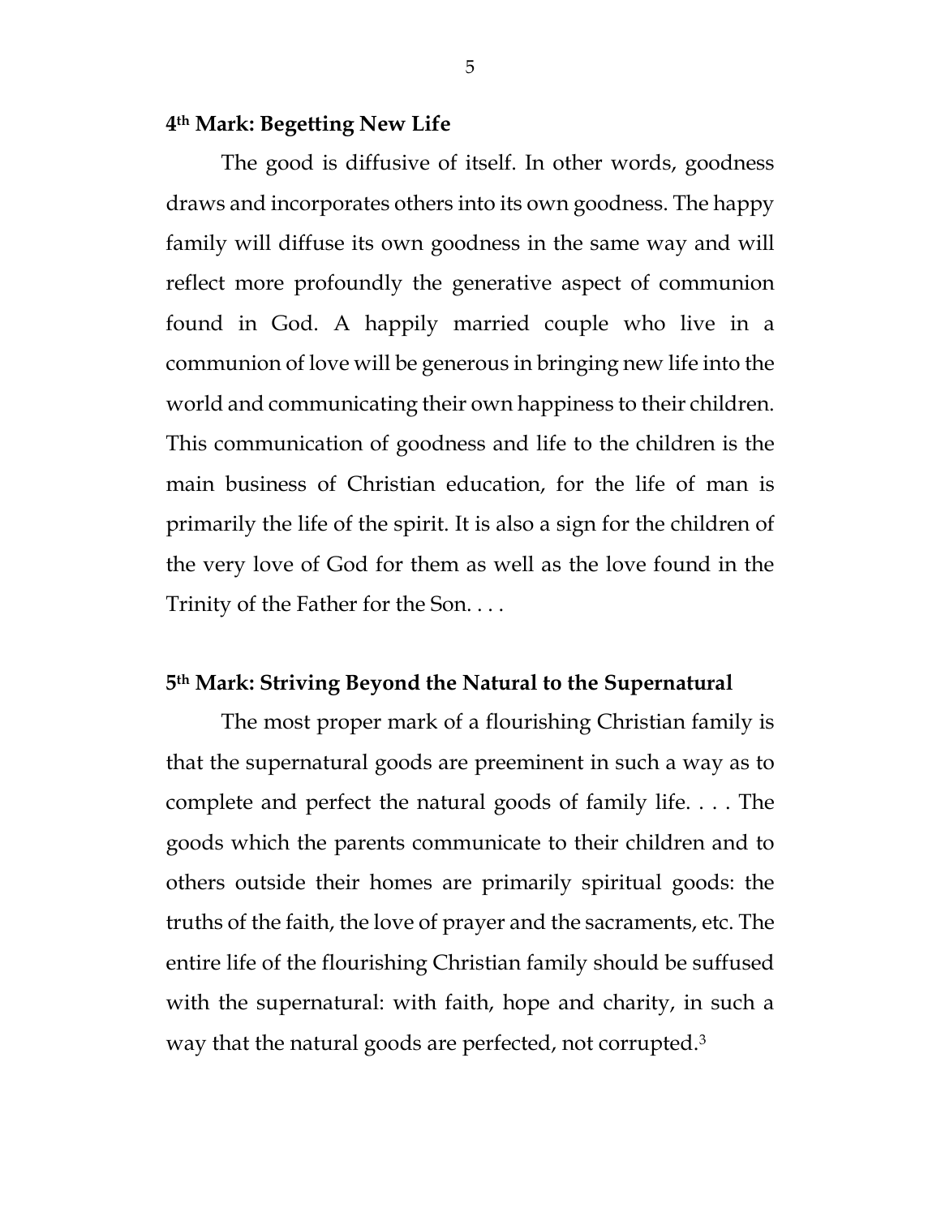**4th Mark: Begetting New Life**

The good is diffusive of itself. In other words, goodness draws and incorporates others into its own goodness. The happy family will diffuse its own goodness in the same way and will reflect more profoundly the generative aspect of communion found in God. A happily married couple who live in a communion of love will be generous in bringing new life into the world and communicating their own happiness to their children. This communication of goodness and life to the children is the main business of Christian education, for the life of man is primarily the life of the spirit. It is also a sign for the children of the very love of God for them as well as the love found in the Trinity of the Father for the Son. . . .

**5th Mark: Striving Beyond the Natural to the Supernatural**

The most proper mark of a flourishing Christian family is that the supernatural goods are preeminent in such a way as to complete and perfect the natural goods of family life. . . . The goods which the parents communicate to their children and to others outside their homes are primarily spiritual goods: the truths of the faith, the love of prayer and the sacraments, etc. The entire life of the flourishing Christian family should be suffused with the supernatural: with faith, hope and charity, in such a way that the natural goods are perfected, not corrupted.[3]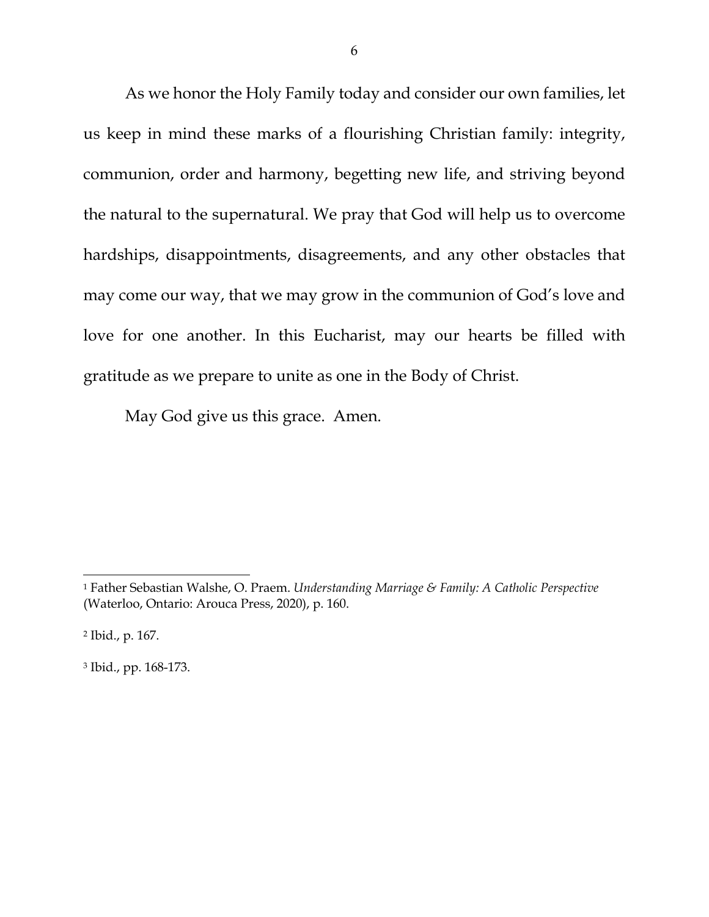As we honor the Holy Family today and consider our own families, let us keep in mind these marks of a flourishing Christian family: integrity, communion, order and harmony, begetting new life, and striving beyond the natural to the supernatural. We pray that God will help us to overcome hardships, disappointments, disagreements, and any other obstacles that may come our way, that we may grow in the communion of God's love and love for one another. In this Eucharist, may our hearts be filled with gratitude as we prepare to unite as one in the Body of Christ.

May God give us this grace. Amen.

---

[1] Father Sebastian Walshe, O. Praem. *Understanding Marriage & Family: A Catholic Perspective* (Waterloo, Ontario: Arouca Press, 2020), p. 160.

[2] Ibid., p. 167.

[3] Ibid., pp. 168-173.